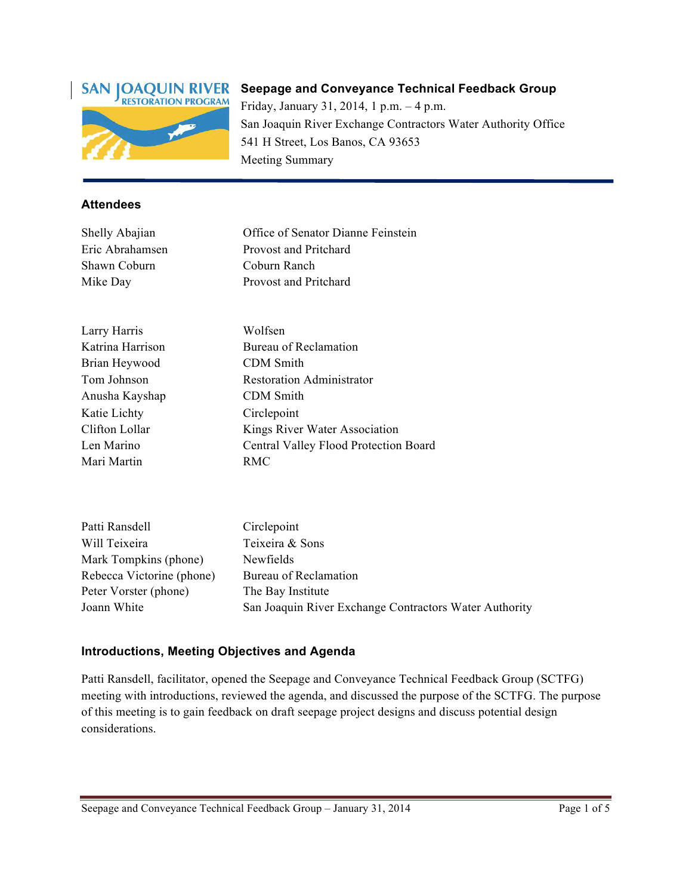# Seepage and Conveyance Technical Feedback Group

Friday, January 31, 2014, 1 p.m. – 4 p.m.
San Joaquin River Exchange Contractors Water Authority Office
541 H Street, Los Banos, CA 93653
Meeting Summary

## Attendees

| | |
|---|---|
| Shelly Abajian | Office of Senator Dianne Feinstein |
| Eric Abrahamsen | Provost and Pritchard |
| Shawn Coburn | Coburn Ranch |
| Mike Day | Provost and Pritchard |
| Larry Harris | Wolfsen |
| Katrina Harrison | Bureau of Reclamation |
| Brian Heywood | CDM Smith |
| Tom Johnson | Restoration Administrator |
| Anusha Kayshap | CDM Smith |
| Katie Lichty | Circlepoint |
| Clifton Lollar | Kings River Water Association |
| Len Marino | Central Valley Flood Protection Board |
| Mari Martin | RMC |
| Patti Ransdell | Circlepoint |
| Will Teixeira | Teixeira & Sons |
| Mark Tompkins (phone) | Newfields |
| Rebecca Victorine (phone) | Bureau of Reclamation |
| Peter Vorster (phone) | The Bay Institute |
| Joann White | San Joaquin River Exchange Contractors Water Authority |

## Introductions, Meeting Objectives and Agenda

Patti Ransdell, facilitator, opened the Seepage and Conveyance Technical Feedback Group (SCTFG) meeting with introductions, reviewed the agenda, and discussed the purpose of the SCTFG. The purpose of this meeting is to gain feedback on draft seepage project designs and discuss potential design considerations.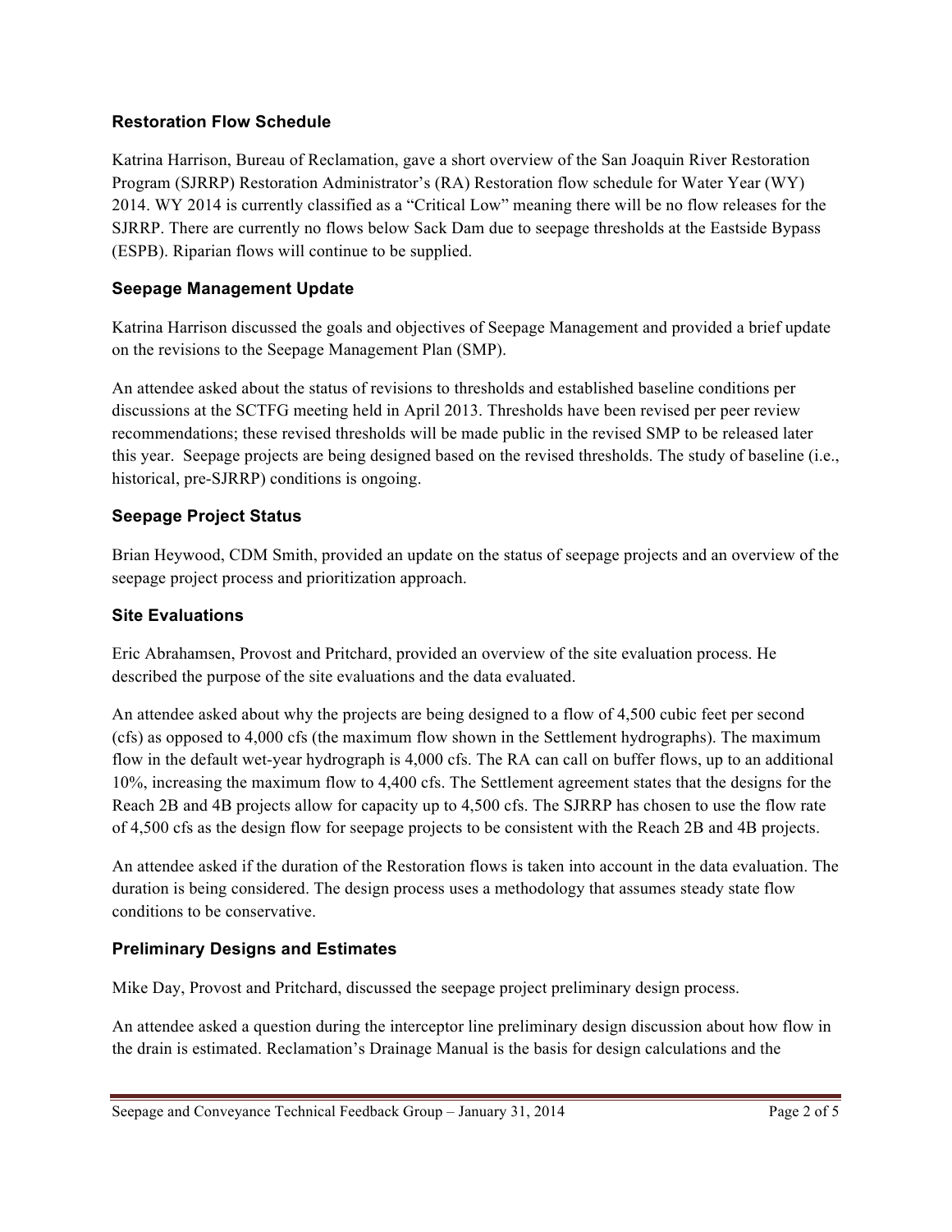### Restoration Flow Schedule

Katrina Harrison, Bureau of Reclamation, gave a short overview of the San Joaquin River Restoration Program (SJRRP) Restoration Administrator's (RA) Restoration flow schedule for Water Year (WY) 2014. WY 2014 is currently classified as a "Critical Low" meaning there will be no flow releases for the SJRRP. There are currently no flows below Sack Dam due to seepage thresholds at the Eastside Bypass (ESPB). Riparian flows will continue to be supplied.

### Seepage Management Update

Katrina Harrison discussed the goals and objectives of Seepage Management and provided a brief update on the revisions to the Seepage Management Plan (SMP).

An attendee asked about the status of revisions to thresholds and established baseline conditions per discussions at the SCTFG meeting held in April 2013. Thresholds have been revised per peer review recommendations; these revised thresholds will be made public in the revised SMP to be released later this year. Seepage projects are being designed based on the revised thresholds. The study of baseline (i.e., historical, pre-SJRRP) conditions is ongoing.

### Seepage Project Status

Brian Heywood, CDM Smith, provided an update on the status of seepage projects and an overview of the seepage project process and prioritization approach.

### Site Evaluations

Eric Abrahamsen, Provost and Pritchard, provided an overview of the site evaluation process. He described the purpose of the site evaluations and the data evaluated.

An attendee asked about why the projects are being designed to a flow of 4,500 cubic feet per second (cfs) as opposed to 4,000 cfs (the maximum flow shown in the Settlement hydrographs). The maximum flow in the default wet-year hydrograph is 4,000 cfs. The RA can call on buffer flows, up to an additional 10%, increasing the maximum flow to 4,400 cfs. The Settlement agreement states that the designs for the Reach 2B and 4B projects allow for capacity up to 4,500 cfs. The SJRRP has chosen to use the flow rate of 4,500 cfs as the design flow for seepage projects to be consistent with the Reach 2B and 4B projects.

An attendee asked if the duration of the Restoration flows is taken into account in the data evaluation. The duration is being considered. The design process uses a methodology that assumes steady state flow conditions to be conservative.

### Preliminary Designs and Estimates

Mike Day, Provost and Pritchard, discussed the seepage project preliminary design process.

An attendee asked a question during the interceptor line preliminary design discussion about how flow in the drain is estimated. Reclamation's Drainage Manual is the basis for design calculations and the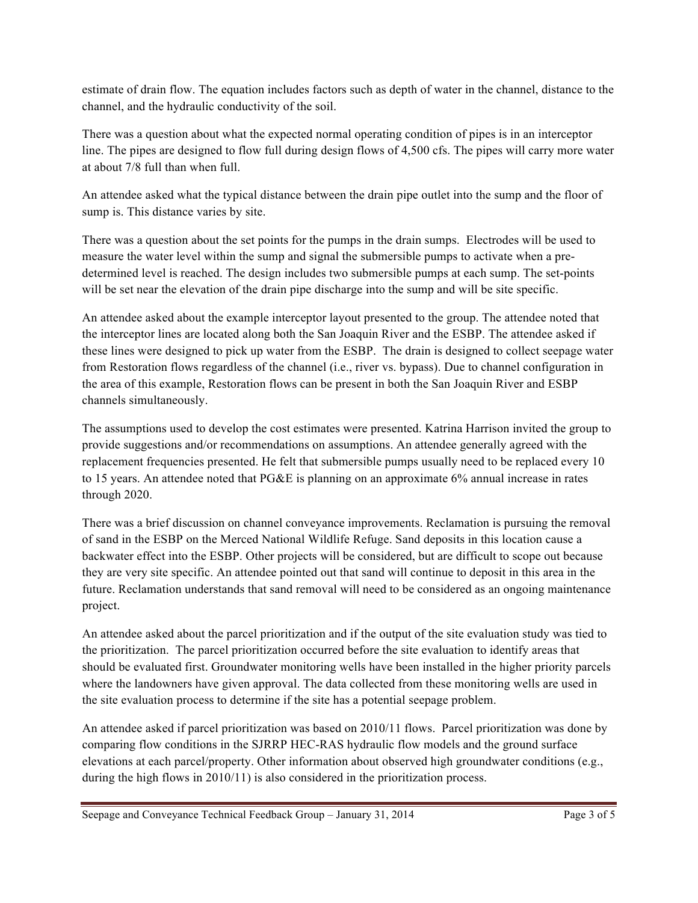estimate of drain flow. The equation includes factors such as depth of water in the channel, distance to the channel, and the hydraulic conductivity of the soil.

There was a question about what the expected normal operating condition of pipes is in an interceptor line. The pipes are designed to flow full during design flows of 4,500 cfs. The pipes will carry more water at about 7/8 full than when full.

An attendee asked what the typical distance between the drain pipe outlet into the sump and the floor of sump is. This distance varies by site.

There was a question about the set points for the pumps in the drain sumps. Electrodes will be used to measure the water level within the sump and signal the submersible pumps to activate when a pre-determined level is reached. The design includes two submersible pumps at each sump. The set-points will be set near the elevation of the drain pipe discharge into the sump and will be site specific.

An attendee asked about the example interceptor layout presented to the group. The attendee noted that the interceptor lines are located along both the San Joaquin River and the ESBP. The attendee asked if these lines were designed to pick up water from the ESBP. The drain is designed to collect seepage water from Restoration flows regardless of the channel (i.e., river vs. bypass). Due to channel configuration in the area of this example, Restoration flows can be present in both the San Joaquin River and ESBP channels simultaneously.

The assumptions used to develop the cost estimates were presented. Katrina Harrison invited the group to provide suggestions and/or recommendations on assumptions. An attendee generally agreed with the replacement frequencies presented. He felt that submersible pumps usually need to be replaced every 10 to 15 years. An attendee noted that PG&E is planning on an approximate 6% annual increase in rates through 2020.

There was a brief discussion on channel conveyance improvements. Reclamation is pursuing the removal of sand in the ESBP on the Merced National Wildlife Refuge. Sand deposits in this location cause a backwater effect into the ESBP. Other projects will be considered, but are difficult to scope out because they are very site specific. An attendee pointed out that sand will continue to deposit in this area in the future. Reclamation understands that sand removal will need to be considered as an ongoing maintenance project.

An attendee asked about the parcel prioritization and if the output of the site evaluation study was tied to the prioritization. The parcel prioritization occurred before the site evaluation to identify areas that should be evaluated first. Groundwater monitoring wells have been installed in the higher priority parcels where the landowners have given approval. The data collected from these monitoring wells are used in the site evaluation process to determine if the site has a potential seepage problem.

An attendee asked if parcel prioritization was based on 2010/11 flows. Parcel prioritization was done by comparing flow conditions in the SJRRP HEC-RAS hydraulic flow models and the ground surface elevations at each parcel/property. Other information about observed high groundwater conditions (e.g., during the high flows in 2010/11) is also considered in the prioritization process.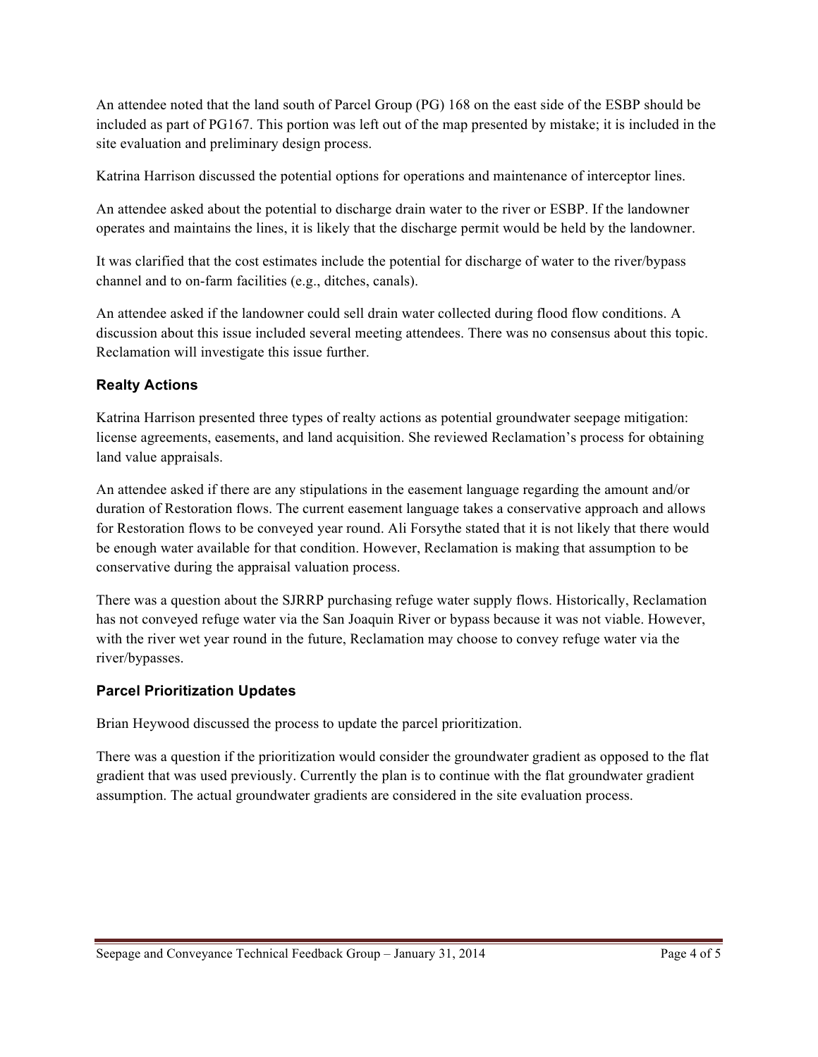An attendee noted that the land south of Parcel Group (PG) 168 on the east side of the ESBP should be included as part of PG167. This portion was left out of the map presented by mistake; it is included in the site evaluation and preliminary design process.

Katrina Harrison discussed the potential options for operations and maintenance of interceptor lines.

An attendee asked about the potential to discharge drain water to the river or ESBP. If the landowner operates and maintains the lines, it is likely that the discharge permit would be held by the landowner.

It was clarified that the cost estimates include the potential for discharge of water to the river/bypass channel and to on-farm facilities (e.g., ditches, canals).

An attendee asked if the landowner could sell drain water collected during flood flow conditions. A discussion about this issue included several meeting attendees. There was no consensus about this topic. Reclamation will investigate this issue further.

### Realty Actions

Katrina Harrison presented three types of realty actions as potential groundwater seepage mitigation: license agreements, easements, and land acquisition. She reviewed Reclamation's process for obtaining land value appraisals.

An attendee asked if there are any stipulations in the easement language regarding the amount and/or duration of Restoration flows. The current easement language takes a conservative approach and allows for Restoration flows to be conveyed year round. Ali Forsythe stated that it is not likely that there would be enough water available for that condition. However, Reclamation is making that assumption to be conservative during the appraisal valuation process.

There was a question about the SJRRP purchasing refuge water supply flows. Historically, Reclamation has not conveyed refuge water via the San Joaquin River or bypass because it was not viable. However, with the river wet year round in the future, Reclamation may choose to convey refuge water via the river/bypasses.

### Parcel Prioritization Updates

Brian Heywood discussed the process to update the parcel prioritization.

There was a question if the prioritization would consider the groundwater gradient as opposed to the flat gradient that was used previously. Currently the plan is to continue with the flat groundwater gradient assumption. The actual groundwater gradients are considered in the site evaluation process.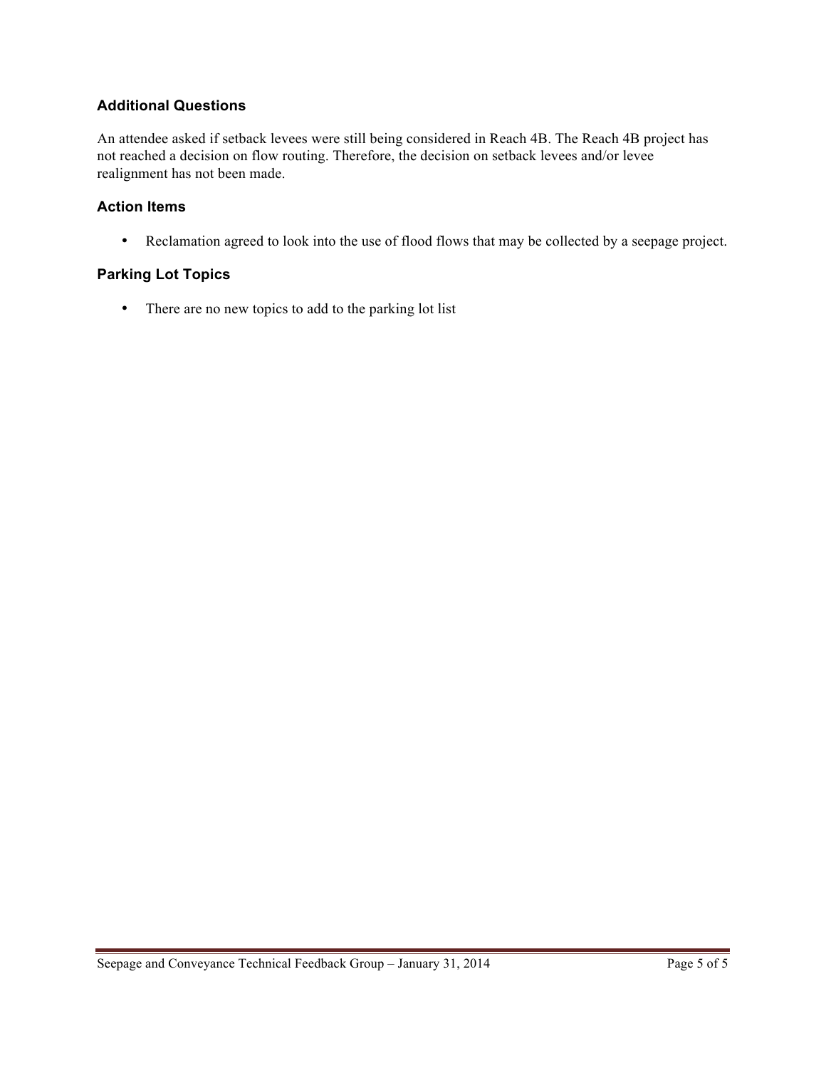### Additional Questions

An attendee asked if setback levees were still being considered in Reach 4B. The Reach 4B project has not reached a decision on flow routing. Therefore, the decision on setback levees and/or levee realignment has not been made.

### Action Items

- Reclamation agreed to look into the use of flood flows that may be collected by a seepage project.

### Parking Lot Topics

- There are no new topics to add to the parking lot list